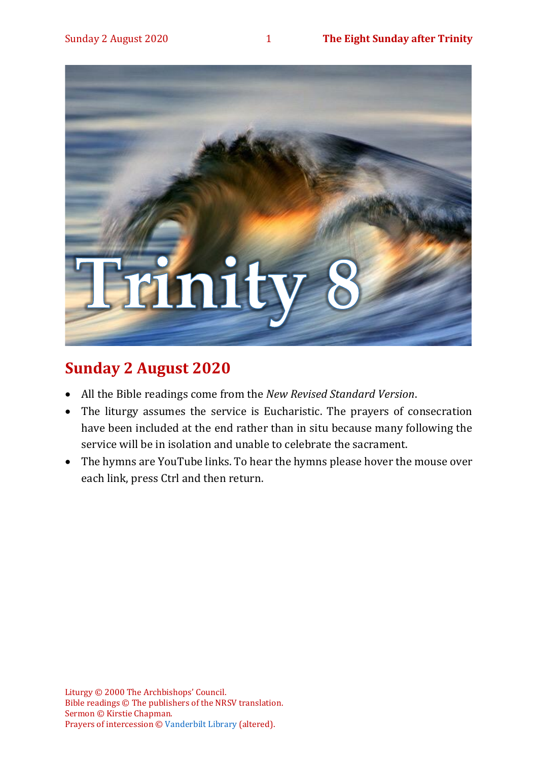Trinity 8

## Sunday 2 August 2020

- All the Bible readings come from the *New Revised Standard Version*.
- The liturgy assumes the service is Eucharistic. The prayers of consecration have been included at the end rather than in situ because many following the service will be in isolation and unable to celebrate the sacrament.
- The hymns are YouTube links. To hear the hymns please hover the mouse over each link, press Ctrl and then return.

Liturgy © 2000 The Archbishops' Council.
Bible readings © The publishers of the NRSV translation.
Sermon © Kirstie Chapman.
Prayers of intercession © Vanderbilt Library (altered).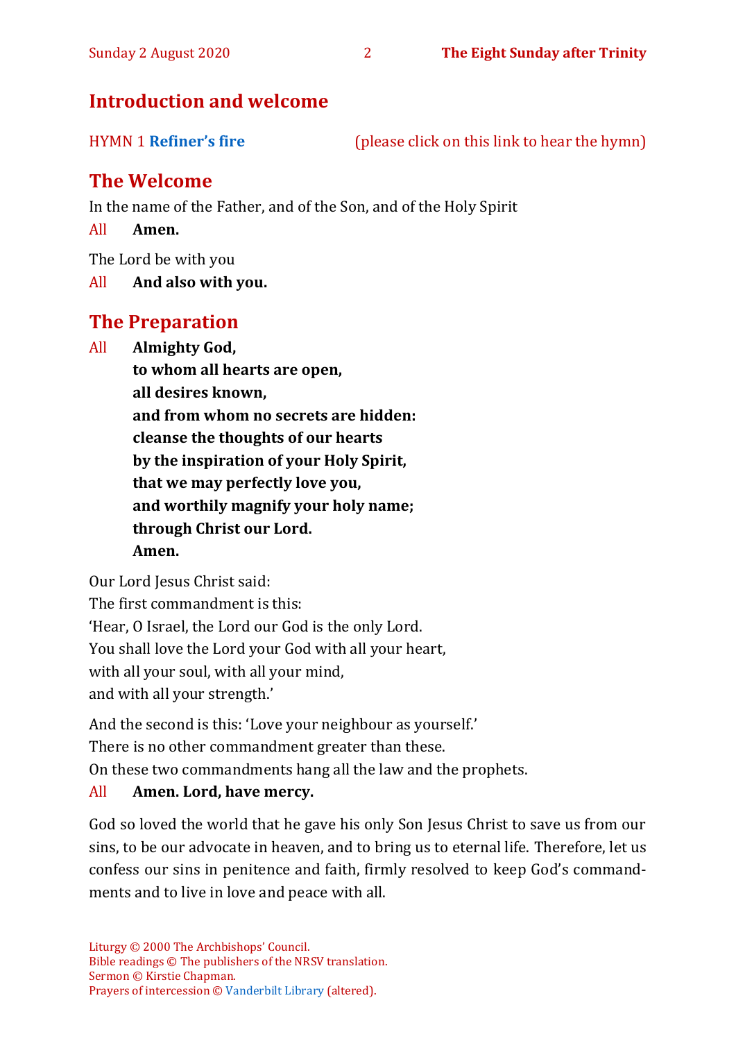## Introduction and welcome

HYMN 1 **Refiner's fire** (please click on this link to hear the hymn)

## The Welcome

In the name of the Father, and of the Son, and of the Holy Spirit

All **Amen.**

The Lord be with you

All **And also with you.**

## The Preparation

All **Almighty God,**
**to whom all hearts are open,**
**all desires known,**
**and from whom no secrets are hidden:**
**cleanse the thoughts of our hearts**
**by the inspiration of your Holy Spirit,**
**that we may perfectly love you,**
**and worthily magnify your holy name;**
**through Christ our Lord.**
**Amen.**

Our Lord Jesus Christ said:
The first commandment is this:
'Hear, O Israel, the Lord our God is the only Lord.
You shall love the Lord your God with all your heart,
with all your soul, with all your mind,
and with all your strength.'

And the second is this: 'Love your neighbour as yourself.'
There is no other commandment greater than these.
On these two commandments hang all the law and the prophets.

All **Amen. Lord, have mercy.**

God so loved the world that he gave his only Son Jesus Christ to save us from our sins, to be our advocate in heaven, and to bring us to eternal life. Therefore, let us confess our sins in penitence and faith, firmly resolved to keep God's commandments and to live in love and peace with all.

Liturgy © 2000 The Archbishops' Council.
Bible readings © The publishers of the NRSV translation.
Sermon © Kirstie Chapman.
Prayers of intercession © Vanderbilt Library (altered).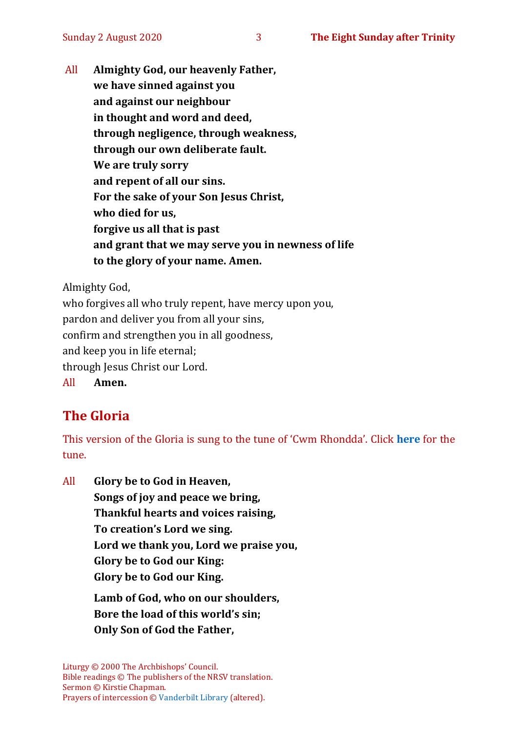All **Almighty God, our heavenly Father,**
**we have sinned against you**
**and against our neighbour**
**in thought and word and deed,**
**through negligence, through weakness,**
**through our own deliberate fault.**
**We are truly sorry**
**and repent of all our sins.**
**For the sake of your Son Jesus Christ,**
**who died for us,**
**forgive us all that is past**
**and grant that we may serve you in newness of life**
**to the glory of your name. Amen.**

Almighty God,
who forgives all who truly repent, have mercy upon you,
pardon and deliver you from all your sins,
confirm and strengthen you in all goodness,
and keep you in life eternal;
through Jesus Christ our Lord.
All **Amen.**

## The Gloria

This version of the Gloria is sung to the tune of 'Cwm Rhondda'. Click **here** for the tune.

All **Glory be to God in Heaven,**
**Songs of joy and peace we bring,**
**Thankful hearts and voices raising,**
**To creation's Lord we sing.**
**Lord we thank you, Lord we praise you,**
**Glory be to God our King:**
**Glory be to God our King.**

**Lamb of God, who on our shoulders,**
**Bore the load of this world's sin;**
**Only Son of God the Father,**

Liturgy © 2000 The Archbishops' Council.
Bible readings © The publishers of the NRSV translation.
Sermon © Kirstie Chapman.
Prayers of intercession © Vanderbilt Library (altered).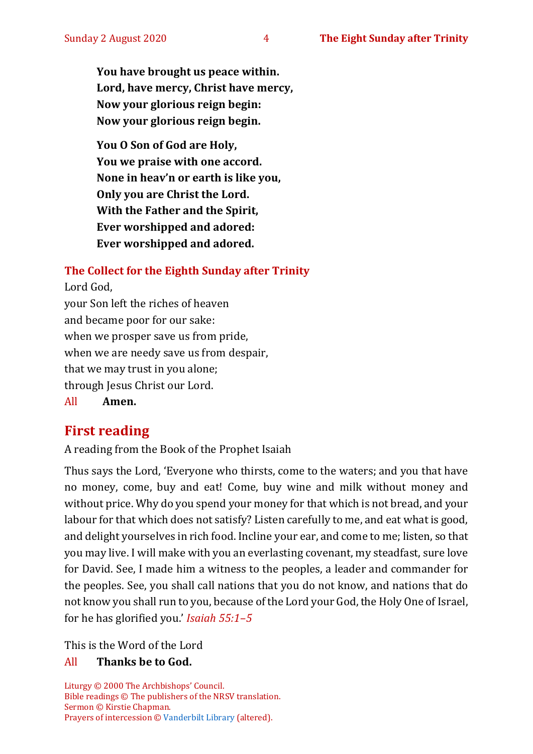**You have brought us peace within.**
**Lord, have mercy, Christ have mercy,**
**Now your glorious reign begin:**
**Now your glorious reign begin.**

**You O Son of God are Holy,**
**You we praise with one accord.**
**None in heav'n or earth is like you,**
**Only you are Christ the Lord.**
**With the Father and the Spirit,**
**Ever worshipped and adored:**
**Ever worshipped and adored.**

### The Collect for the Eighth Sunday after Trinity

Lord God,
your Son left the riches of heaven
and became poor for our sake:
when we prosper save us from pride,
when we are needy save us from despair,
that we may trust in you alone;
through Jesus Christ our Lord.
All **Amen.**

## First reading

A reading from the Book of the Prophet Isaiah

Thus says the Lord, 'Everyone who thirsts, come to the waters; and you that have no money, come, buy and eat! Come, buy wine and milk without money and without price. Why do you spend your money for that which is not bread, and your labour for that which does not satisfy? Listen carefully to me, and eat what is good, and delight yourselves in rich food. Incline your ear, and come to me; listen, so that you may live. I will make with you an everlasting covenant, my steadfast, sure love for David. See, I made him a witness to the peoples, a leader and commander for the peoples. See, you shall call nations that you do not know, and nations that do not know you shall run to you, because of the Lord your God, the Holy One of Israel, for he has glorified you.' *Isaiah 55:1–5*

This is the Word of the Lord
All **Thanks be to God.**

Liturgy © 2000 The Archbishops' Council.
Bible readings © The publishers of the NRSV translation.
Sermon © Kirstie Chapman.
Prayers of intercession © Vanderbilt Library (altered).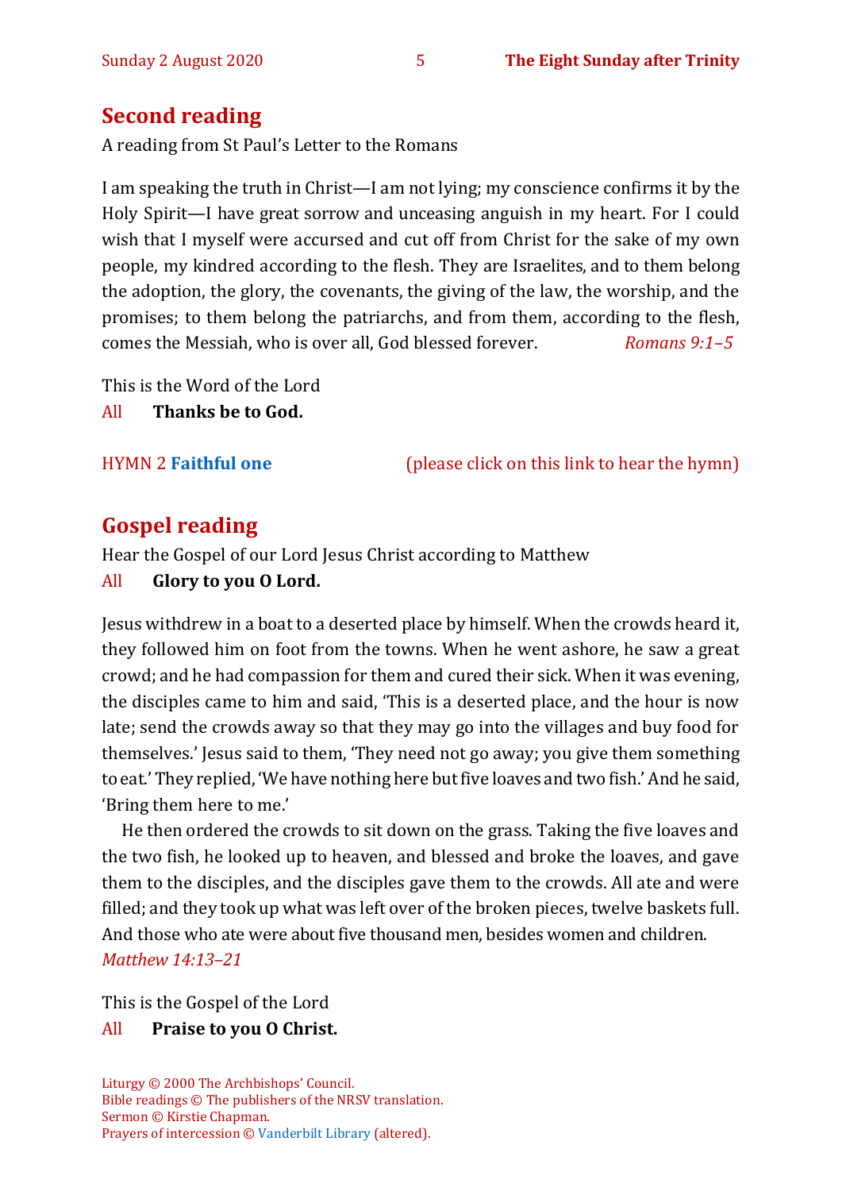## Second reading

A reading from St Paul's Letter to the Romans

I am speaking the truth in Christ—I am not lying; my conscience confirms it by the Holy Spirit—I have great sorrow and unceasing anguish in my heart. For I could wish that I myself were accursed and cut off from Christ for the sake of my own people, my kindred according to the flesh. They are Israelites, and to them belong the adoption, the glory, the covenants, the giving of the law, the worship, and the promises; to them belong the patriarchs, and from them, according to the flesh, comes the Messiah, who is over all, God blessed forever. *Romans 9:1–5*

This is the Word of the Lord

All **Thanks be to God.**

HYMN 2 **Faithful one** (please click on this link to hear the hymn)

## Gospel reading

Hear the Gospel of our Lord Jesus Christ according to Matthew

All **Glory to you O Lord.**

Jesus withdrew in a boat to a deserted place by himself. When the crowds heard it, they followed him on foot from the towns. When he went ashore, he saw a great crowd; and he had compassion for them and cured their sick. When it was evening, the disciples came to him and said, 'This is a deserted place, and the hour is now late; send the crowds away so that they may go into the villages and buy food for themselves.' Jesus said to them, 'They need not go away; you give them something to eat.' They replied, 'We have nothing here but five loaves and two fish.' And he said, 'Bring them here to me.'

He then ordered the crowds to sit down on the grass. Taking the five loaves and the two fish, he looked up to heaven, and blessed and broke the loaves, and gave them to the disciples, and the disciples gave them to the crowds. All ate and were filled; and they took up what was left over of the broken pieces, twelve baskets full. And those who ate were about five thousand men, besides women and children. *Matthew 14:13–21*

This is the Gospel of the Lord

All **Praise to you O Christ.**

Liturgy © 2000 The Archbishops' Council.
Bible readings © The publishers of the NRSV translation.
Sermon © Kirstie Chapman.
Prayers of intercession © Vanderbilt Library (altered).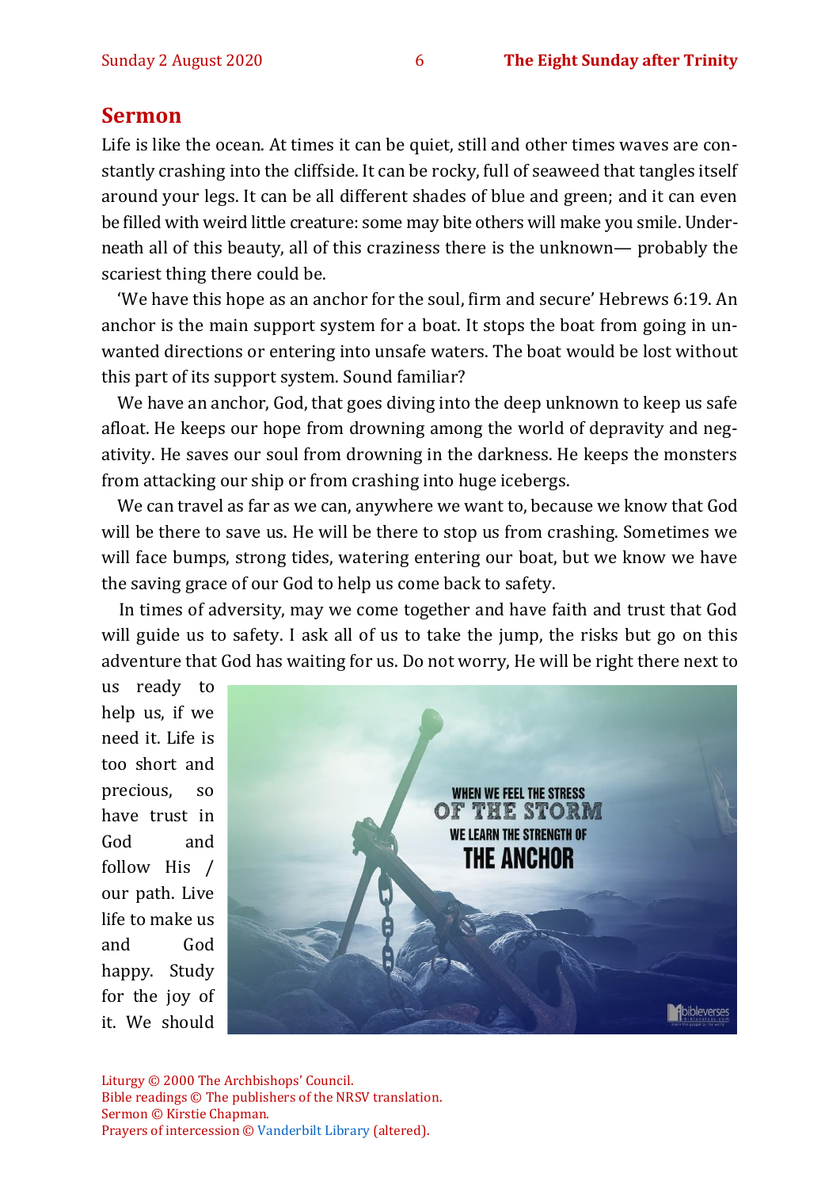## Sermon

Life is like the ocean. At times it can be quiet, still and other times waves are constantly crashing into the cliffside. It can be rocky, full of seaweed that tangles itself around your legs. It can be all different shades of blue and green; and it can even be filled with weird little creature: some may bite others will make you smile. Underneath all of this beauty, all of this craziness there is the unknown— probably the scariest thing there could be.

'We have this hope as an anchor for the soul, firm and secure' Hebrews 6:19. An anchor is the main support system for a boat. It stops the boat from going in unwanted directions or entering into unsafe waters. The boat would be lost without this part of its support system. Sound familiar?

We have an anchor, God, that goes diving into the deep unknown to keep us safe afloat. He keeps our hope from drowning among the world of depravity and negativity. He saves our soul from drowning in the darkness. He keeps the monsters from attacking our ship or from crashing into huge icebergs.

We can travel as far as we can, anywhere we want to, because we know that God will be there to save us. He will be there to stop us from crashing. Sometimes we will face bumps, strong tides, watering entering our boat, but we know we have the saving grace of our God to help us come back to safety.

In times of adversity, may we come together and have faith and trust that God will guide us to safety. I ask all of us to take the jump, the risks but go on this adventure that God has waiting for us. Do not worry, He will be right there next to us ready to help us, if we need it. Life is too short and precious, so have trust in God and follow His / our path. Live life to make us and God happy. Study for the joy of it. We should

Liturgy © 2000 The Archbishops' Council.
Bible readings © The publishers of the NRSV translation.
Sermon © Kirstie Chapman.
Prayers of intercession © Vanderbilt Library (altered).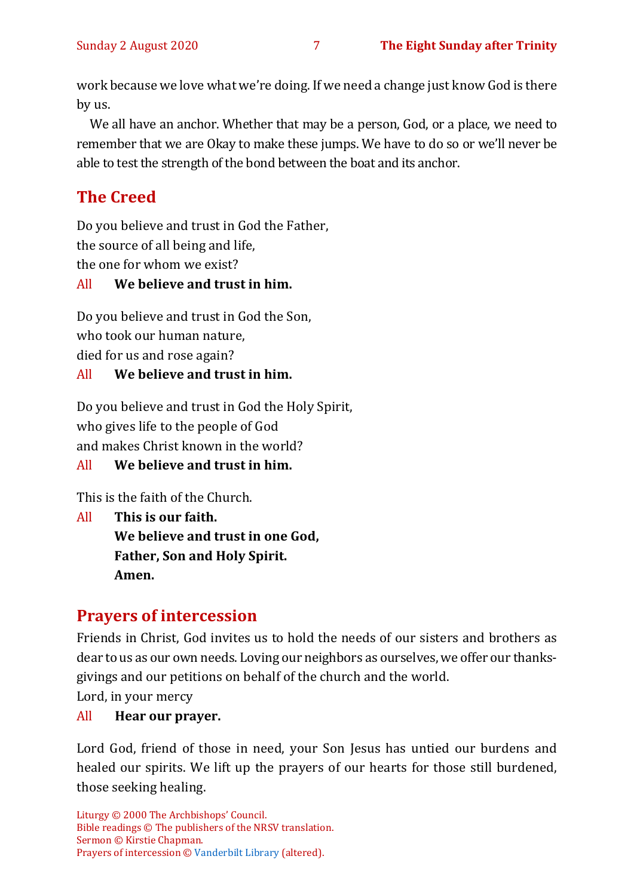work because we love what we're doing. If we need a change just know God is there by us.

We all have an anchor. Whether that may be a person, God, or a place, we need to remember that we are Okay to make these jumps. We have to do so or we'll never be able to test the strength of the bond between the boat and its anchor.

## The Creed

Do you believe and trust in God the Father,
the source of all being and life,
the one for whom we exist?

All **We believe and trust in him.**

Do you believe and trust in God the Son,
who took our human nature,
died for us and rose again?

All **We believe and trust in him.**

Do you believe and trust in God the Holy Spirit,
who gives life to the people of God
and makes Christ known in the world?

All **We believe and trust in him.**

This is the faith of the Church.

All **This is our faith.**
**We believe and trust in one God,**
**Father, Son and Holy Spirit.**
**Amen.**

## Prayers of intercession

Friends in Christ, God invites us to hold the needs of our sisters and brothers as dear to us as our own needs. Loving our neighbors as ourselves, we offer our thanks-givings and our petitions on behalf of the church and the world.

Lord, in your mercy

All **Hear our prayer.**

Lord God, friend of those in need, your Son Jesus has untied our burdens and healed our spirits. We lift up the prayers of our hearts for those still burdened, those seeking healing.

Liturgy © 2000 The Archbishops' Council.
Bible readings © The publishers of the NRSV translation.
Sermon © Kirstie Chapman.
Prayers of intercession © Vanderbilt Library (altered).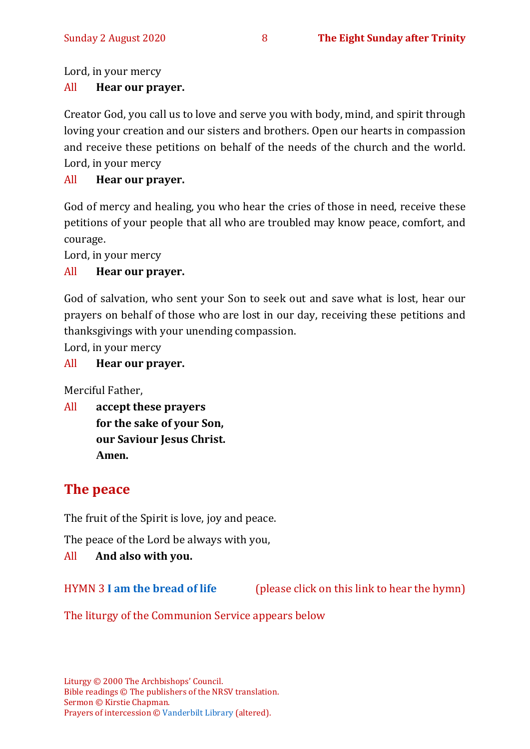Lord, in your mercy

All **Hear our prayer.**

Creator God, you call us to love and serve you with body, mind, and spirit through loving your creation and our sisters and brothers. Open our hearts in compassion and receive these petitions on behalf of the needs of the church and the world.
Lord, in your mercy

All **Hear our prayer.**

God of mercy and healing, you who hear the cries of those in need, receive these petitions of your people that all who are troubled may know peace, comfort, and courage.
Lord, in your mercy

All **Hear our prayer.**

God of salvation, who sent your Son to seek out and save what is lost, hear our prayers on behalf of those who are lost in our day, receiving these petitions and thanksgivings with your unending compassion.
Lord, in your mercy

All **Hear our prayer.**

Merciful Father,

All **accept these prayers**
**for the sake of your Son,**
**our Saviour Jesus Christ.**
**Amen.**

## The peace

The fruit of the Spirit is love, joy and peace.

The peace of the Lord be always with you,

All **And also with you.**

HYMN 3 **I am the bread of life** (please click on this link to hear the hymn)

The liturgy of the Communion Service appears below

Liturgy © 2000 The Archbishops' Council.
Bible readings © The publishers of the NRSV translation.
Sermon © Kirstie Chapman.
Prayers of intercession © Vanderbilt Library (altered).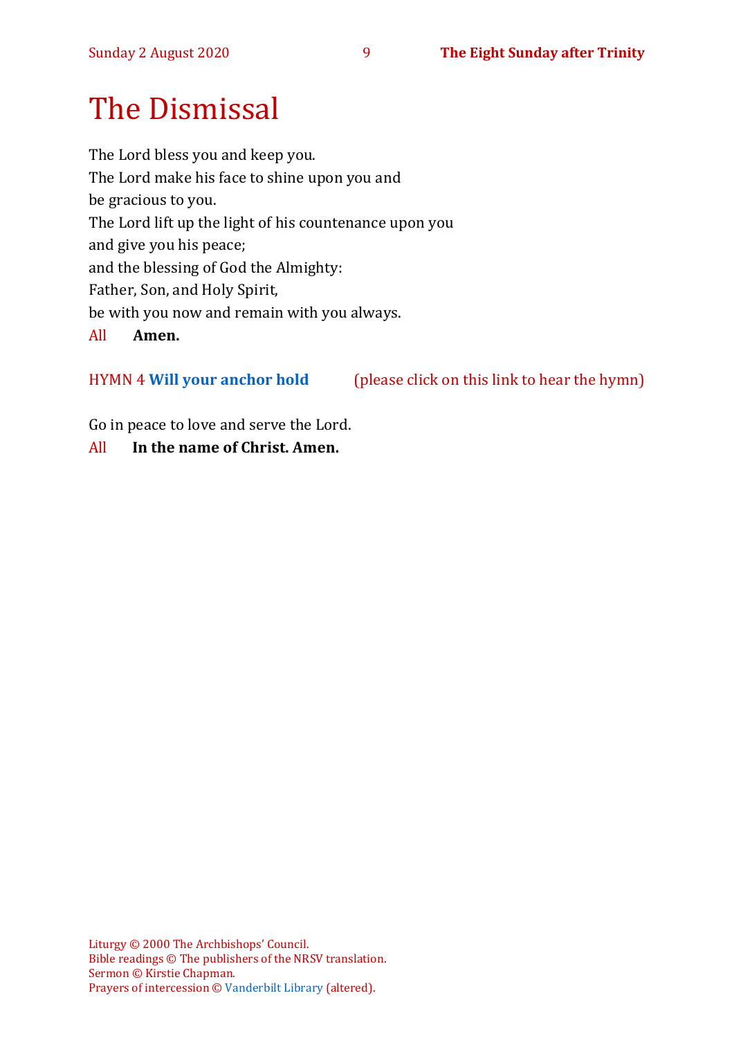# The Dismissal

The Lord bless you and keep you.
The Lord make his face to shine upon you and
be gracious to you.
The Lord lift up the light of his countenance upon you
and give you his peace;
and the blessing of God the Almighty:
Father, Son, and Holy Spirit,
be with you now and remain with you always.

All **Amen.**

HYMN 4 **Will your anchor hold** (please click on this link to hear the hymn)

Go in peace to love and serve the Lord.

All **In the name of Christ. Amen.**

Liturgy © 2000 The Archbishops' Council.
Bible readings © The publishers of the NRSV translation.
Sermon © Kirstie Chapman.
Prayers of intercession © Vanderbilt Library (altered).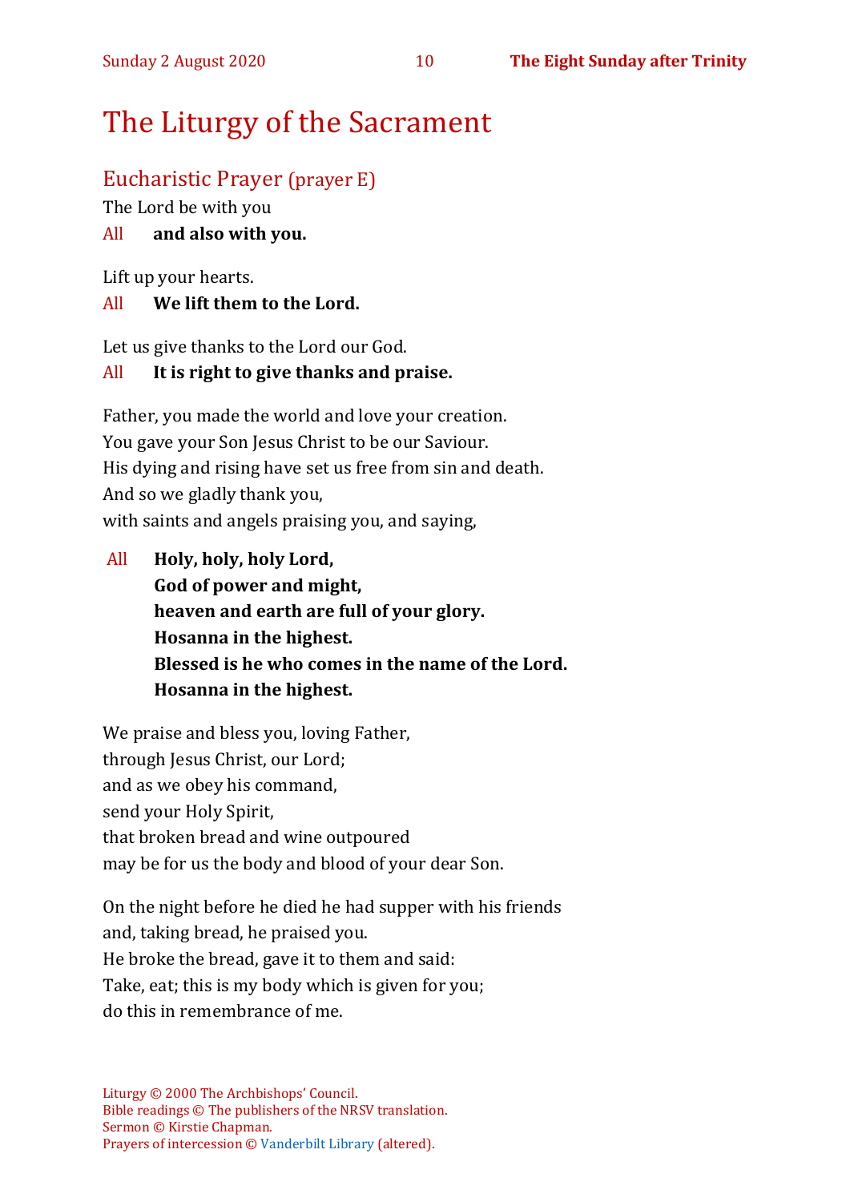# The Liturgy of the Sacrament

## Eucharistic Prayer (prayer E)

The Lord be with you

All **and also with you.**

Lift up your hearts.

All **We lift them to the Lord.**

Let us give thanks to the Lord our God.

All **It is right to give thanks and praise.**

Father, you made the world and love your creation.
You gave your Son Jesus Christ to be our Saviour.
His dying and rising have set us free from sin and death.
And so we gladly thank you,
with saints and angels praising you, and saying,

All **Holy, holy, holy Lord,**
**God of power and might,**
**heaven and earth are full of your glory.**
**Hosanna in the highest.**
**Blessed is he who comes in the name of the Lord.**
**Hosanna in the highest.**

We praise and bless you, loving Father,
through Jesus Christ, our Lord;
and as we obey his command,
send your Holy Spirit,
that broken bread and wine outpoured
may be for us the body and blood of your dear Son.

On the night before he died he had supper with his friends
and, taking bread, he praised you.
He broke the bread, gave it to them and said:
Take, eat; this is my body which is given for you;
do this in remembrance of me.

Liturgy © 2000 The Archbishops' Council.
Bible readings © The publishers of the NRSV translation.
Sermon © Kirstie Chapman.
Prayers of intercession © Vanderbilt Library (altered).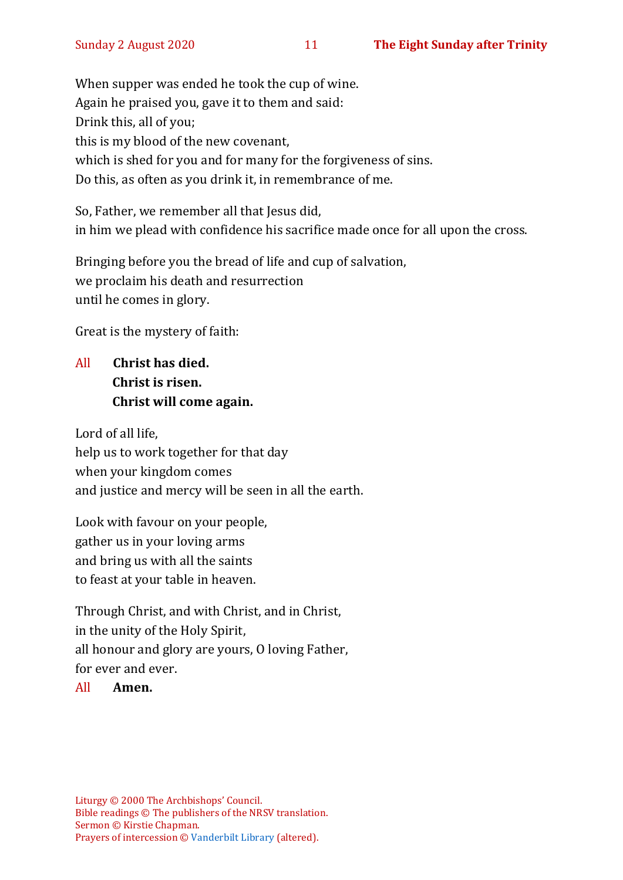When supper was ended he took the cup of wine.
Again he praised you, gave it to them and said:
Drink this, all of you;
this is my blood of the new covenant,
which is shed for you and for many for the forgiveness of sins.
Do this, as often as you drink it, in remembrance of me.

So, Father, we remember all that Jesus did,
in him we plead with confidence his sacrifice made once for all upon the cross.

Bringing before you the bread of life and cup of salvation,
we proclaim his death and resurrection
until he comes in glory.

Great is the mystery of faith:

All **Christ has died.**
**Christ is risen.**
**Christ will come again.**

Lord of all life,
help us to work together for that day
when your kingdom comes
and justice and mercy will be seen in all the earth.

Look with favour on your people,
gather us in your loving arms
and bring us with all the saints
to feast at your table in heaven.

Through Christ, and with Christ, and in Christ,
in the unity of the Holy Spirit,
all honour and glory are yours, O loving Father,
for ever and ever.
All **Amen.**

Liturgy © 2000 The Archbishops' Council.
Bible readings © The publishers of the NRSV translation.
Sermon © Kirstie Chapman.
Prayers of intercession © Vanderbilt Library (altered).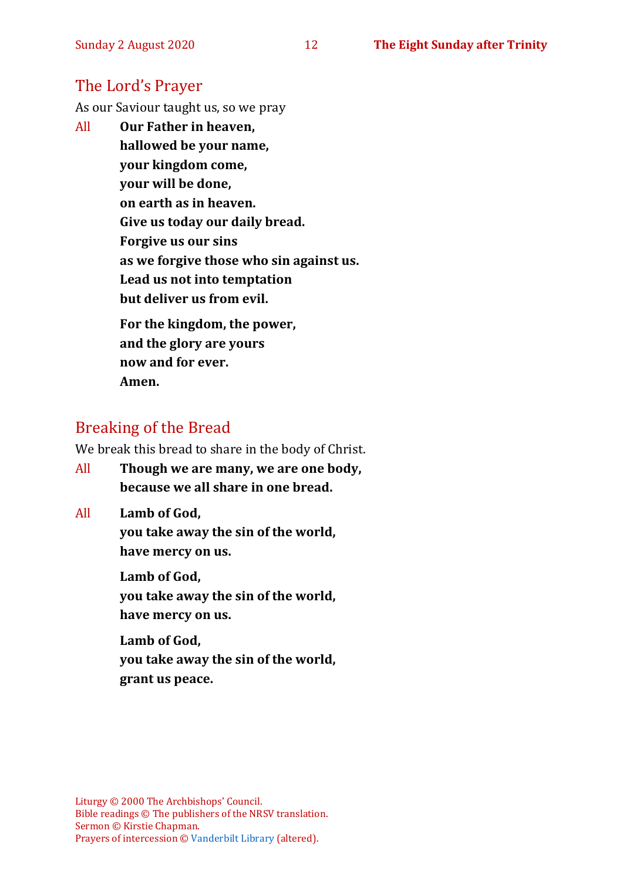## The Lord's Prayer

As our Saviour taught us, so we pray

All **Our Father in heaven,**
**hallowed be your name,**
**your kingdom come,**
**your will be done,**
**on earth as in heaven.**
**Give us today our daily bread.**
**Forgive us our sins**
**as we forgive those who sin against us.**
**Lead us not into temptation**
**but deliver us from evil.**

**For the kingdom, the power,**
**and the glory are yours**
**now and for ever.**
**Amen.**

## Breaking of the Bread

We break this bread to share in the body of Christ.

All **Though we are many, we are one body,**
**because we all share in one bread.**

All **Lamb of God,**
**you take away the sin of the world,**
**have mercy on us.**

**Lamb of God,**
**you take away the sin of the world,**
**have mercy on us.**

**Lamb of God,**
**you take away the sin of the world,**
**grant us peace.**

Liturgy © 2000 The Archbishops' Council.
Bible readings © The publishers of the NRSV translation.
Sermon © Kirstie Chapman.
Prayers of intercession © Vanderbilt Library (altered).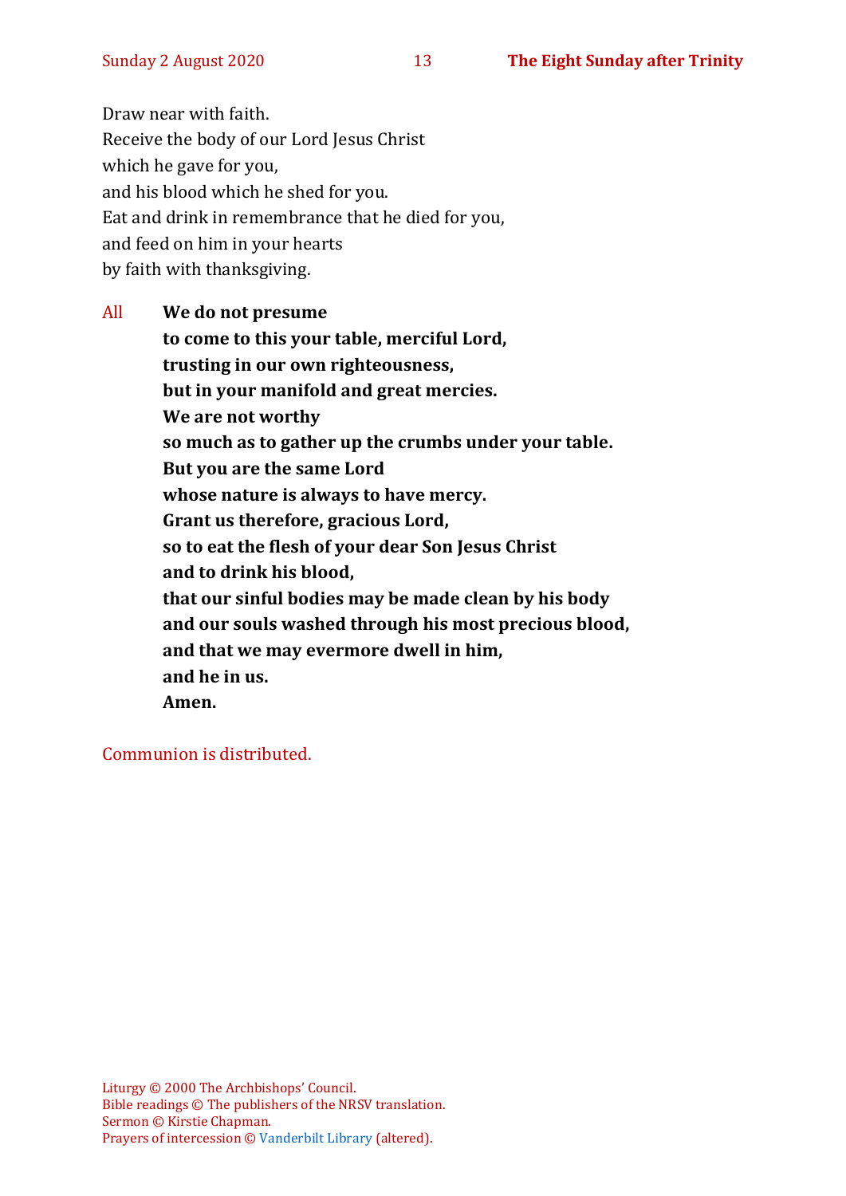Draw near with faith.
Receive the body of our Lord Jesus Christ
which he gave for you,
and his blood which he shed for you.
Eat and drink in remembrance that he died for you,
and feed on him in your hearts
by faith with thanksgiving.

All **We do not presume**
**to come to this your table, merciful Lord,**
**trusting in our own righteousness,**
**but in your manifold and great mercies.**
**We are not worthy**
**so much as to gather up the crumbs under your table.**
**But you are the same Lord**
**whose nature is always to have mercy.**
**Grant us therefore, gracious Lord,**
**so to eat the flesh of your dear Son Jesus Christ**
**and to drink his blood,**
**that our sinful bodies may be made clean by his body**
**and our souls washed through his most precious blood,**
**and that we may evermore dwell in him,**
**and he in us.**
**Amen.**

Communion is distributed.

Liturgy © 2000 The Archbishops' Council.
Bible readings © The publishers of the NRSV translation.
Sermon © Kirstie Chapman.
Prayers of intercession © Vanderbilt Library (altered).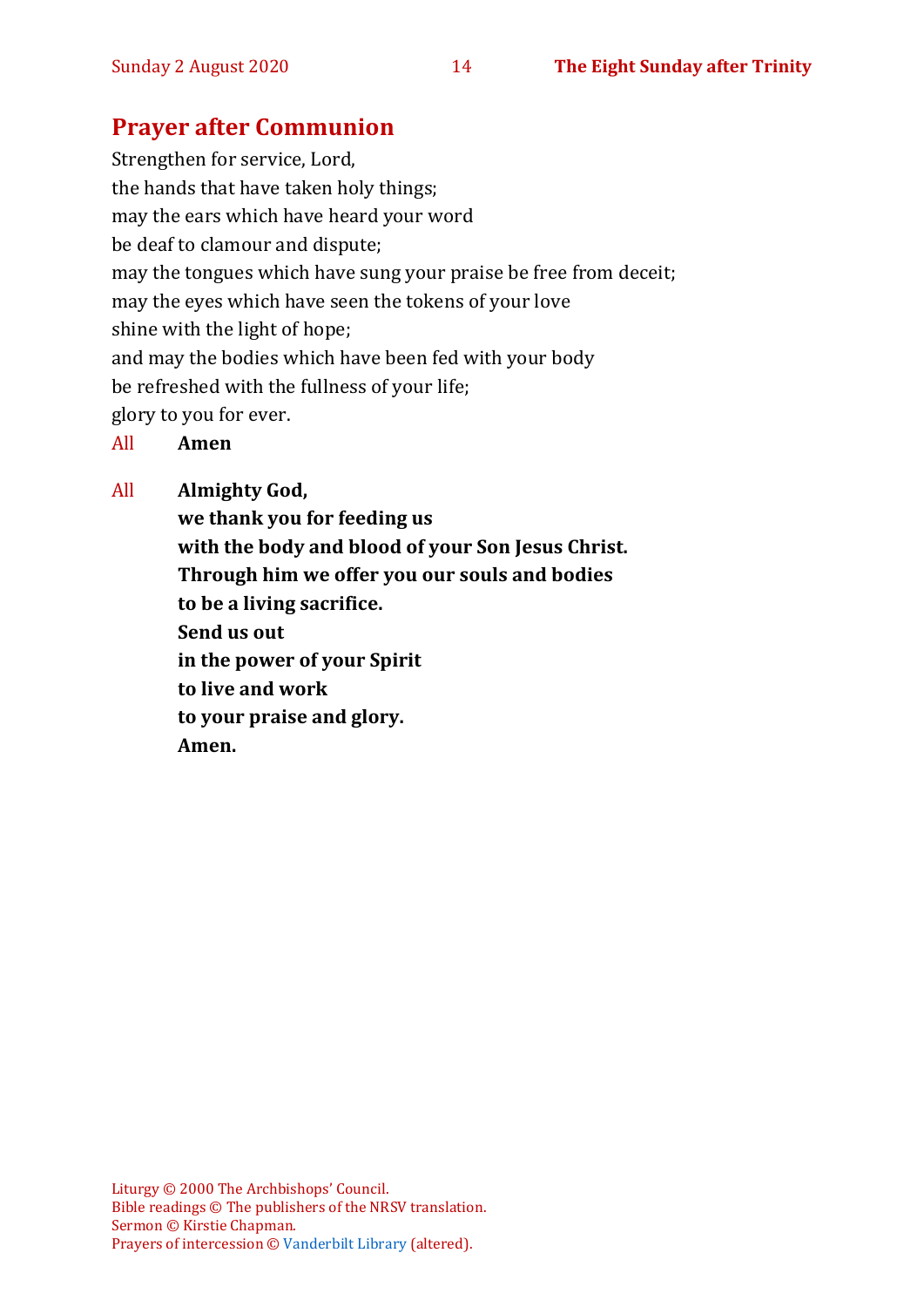## Prayer after Communion

Strengthen for service, Lord,
the hands that have taken holy things;
may the ears which have heard your word
be deaf to clamour and dispute;
may the tongues which have sung your praise be free from deceit;
may the eyes which have seen the tokens of your love
shine with the light of hope;
and may the bodies which have been fed with your body
be refreshed with the fullness of your life;
glory to you for ever.

All **Amen**

All **Almighty God,**
**we thank you for feeding us**
**with the body and blood of your Son Jesus Christ.**
**Through him we offer you our souls and bodies**
**to be a living sacrifice.**
**Send us out**
**in the power of your Spirit**
**to live and work**
**to your praise and glory.**
**Amen.**

Liturgy © 2000 The Archbishops' Council.
Bible readings © The publishers of the NRSV translation.
Sermon © Kirstie Chapman.
Prayers of intercession © Vanderbilt Library (altered).